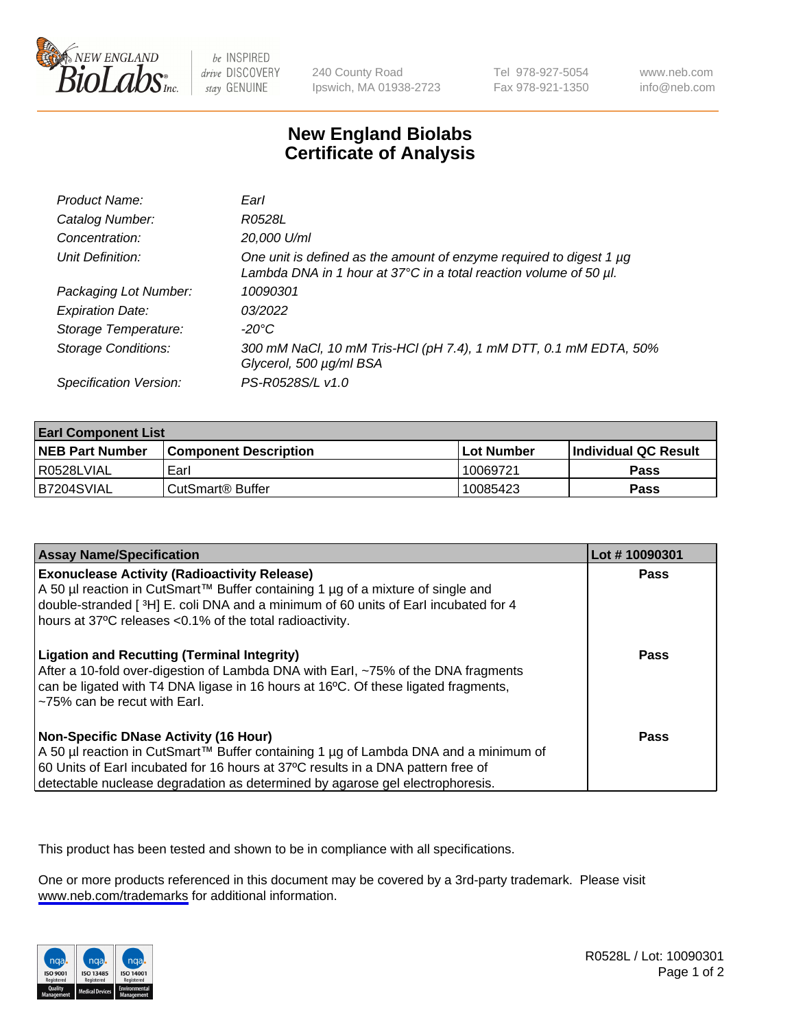# New England Biolabs Certificate of Analysis

| | |
|---|---|
| *Product Name:* | *EarI* |
| *Catalog Number:* | *R0528L* |
| *Concentration:* | *20,000 U/ml* |
| *Unit Definition:* | *One unit is defined as the amount of enzyme required to digest 1 µg Lambda DNA in 1 hour at 37°C in a total reaction volume of 50 µl.* |
| *Packaging Lot Number:* | *10090301* |
| *Expiration Date:* | *03/2022* |
| *Storage Temperature:* | *-20°C* |
| *Storage Conditions:* | *300 mM NaCl, 10 mM Tris-HCl (pH 7.4), 1 mM DTT, 0.1 mM EDTA, 50% Glycerol, 500 µg/ml BSA* |
| *Specification Version:* | *PS-R0528S/L v1.0* |

| EarI Component List | | | |
|---|---|---|---|
| **NEB Part Number** | **Component Description** | **Lot Number** | **Individual QC Result** |
| R0528LVIAL | EarI | 10069721 | **Pass** |
| B7204SVIAL | CutSmart® Buffer | 10085423 | **Pass** |

| Assay Name/Specification | Lot # 10090301 |
|---|---|
| **Exonuclease Activity (Radioactivity Release)**<br>A 50 µl reaction in CutSmart™ Buffer containing 1 µg of a mixture of single and double-stranded [ $^3$H] E. coli DNA and a minimum of 60 units of EarI incubated for 4 hours at 37ºC releases <0.1% of the total radioactivity. | **Pass** |
| **Ligation and Recutting (Terminal Integrity)**<br>After a 10-fold over-digestion of Lambda DNA with EarI, ~75% of the DNA fragments can be ligated with T4 DNA ligase in 16 hours at 16ºC. Of these ligated fragments, ~75% can be recut with EarI. | **Pass** |
| **Non-Specific DNase Activity (16 Hour)**<br>A 50 µl reaction in CutSmart™ Buffer containing 1 µg of Lambda DNA and a minimum of 60 Units of EarI incubated for 16 hours at 37ºC results in a DNA pattern free of detectable nuclease degradation as determined by agarose gel electrophoresis. | **Pass** |

This product has been tested and shown to be in compliance with all specifications.

One or more products referenced in this document may be covered by a 3rd-party trademark. Please visit www.neb.com/trademarks for additional information.

R0528L / Lot: 10090301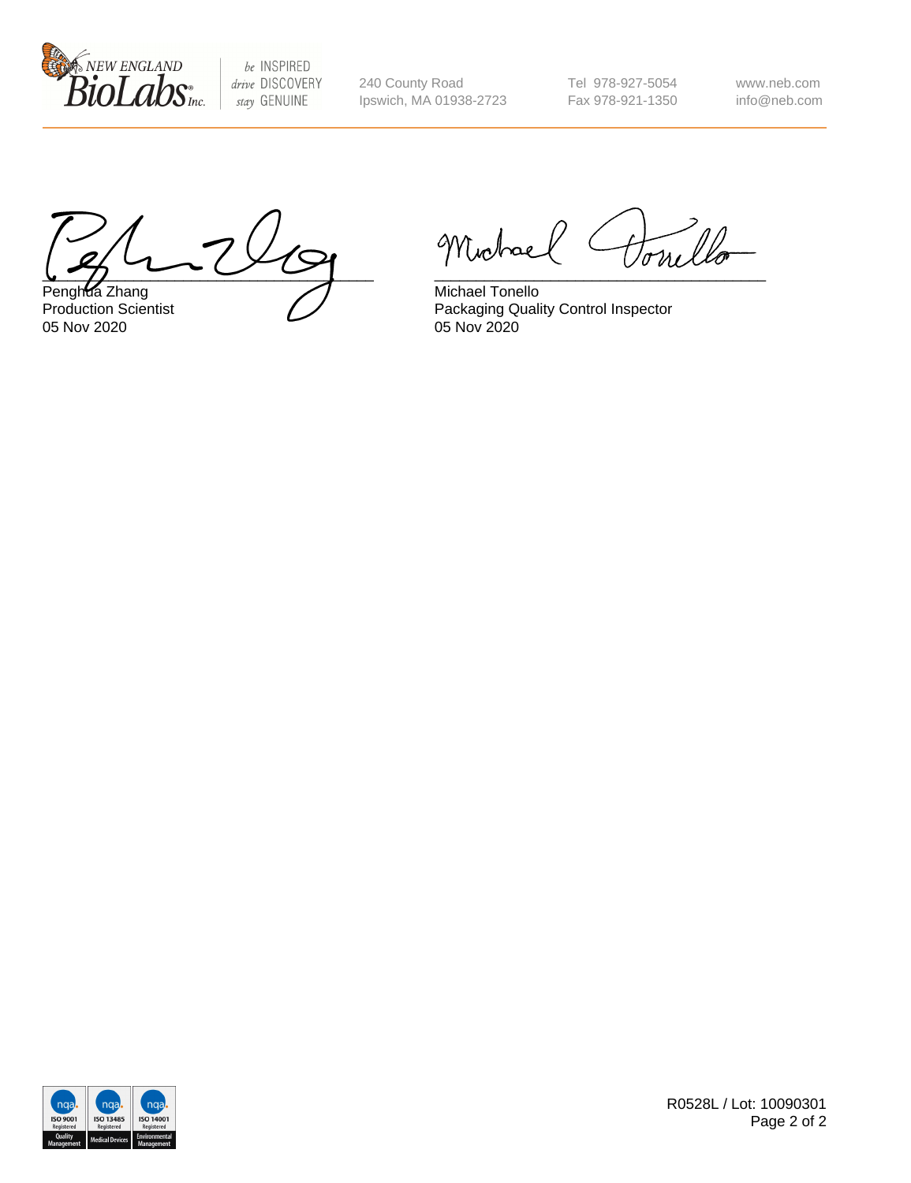Penghua Zhang
Production Scientist
05 Nov 2020

Michael Tonello
Packaging Quality Control Inspector
05 Nov 2020

R0528L / Lot: 10090301